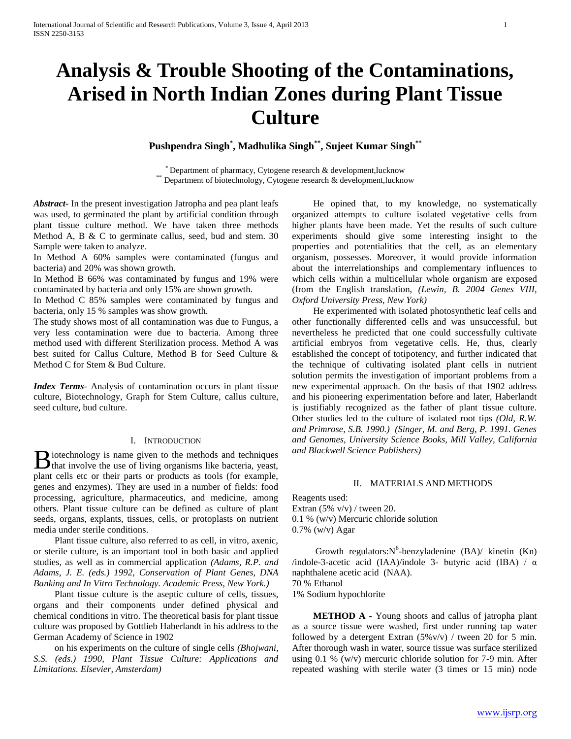# Analysis & Trouble Shooting of the Contaminations, Arised in North Indian Zones during Plant Tissue Culture

**Pushpendra Singh[*], Madhulika Singh[**], Sujeet Kumar Singh[**]**

[*] Department of pharmacy, Cytogene research & development,lucknow
[**] Department of biotechnology, Cytogene research & development,lucknow

***Abstract***- In the present investigation Jatropha and pea plant leafs was used, to germinated the plant by artificial condition through plant tissue culture method. We have taken three methods Method A, B & C to germinate callus, seed, bud and stem. 30 Sample were taken to analyze.

In Method A 60% samples were contaminated (fungus and bacteria) and 20% was shown growth.

In Method B 66% was contaminated by fungus and 19% were contaminated by bacteria and only 15% are shown growth.

In Method C 85% samples were contaminated by fungus and bacteria, only 15 % samples was show growth.

The study shows most of all contamination was due to Fungus, a very less contamination were due to bacteria. Among three method used with different Sterilization process. Method A was best suited for Callus Culture, Method B for Seed Culture & Method C for Stem & Bud Culture.

***Index Terms***- Analysis of contamination occurs in plant tissue culture, Biotechnology, Graph for Stem Culture, callus culture, seed culture, bud culture.

## I. Introduction

Biotechnology is name given to the methods and techniques that involve the use of living organisms like bacteria, yeast, plant cells etc or their parts or products as tools (for example, genes and enzymes). They are used in a number of fields: food processing, agriculture, pharmaceutics, and medicine, among others. Plant tissue culture can be defined as culture of plant seeds, organs, explants, tissues, cells, or protoplasts on nutrient media under sterile conditions.

Plant tissue culture, also referred to as cell, in vitro, axenic, or sterile culture, is an important tool in both basic and applied studies, as well as in commercial application *(Adams, R.P. and Adams, J. E. (eds.) 1992, Conservation of Plant Genes, DNA Banking and In Vitro Technology. Academic Press, New York.)*

Plant tissue culture is the aseptic culture of cells, tissues, organs and their components under defined physical and chemical conditions in vitro. The theoretical basis for plant tissue culture was proposed by Gottlieb Haberlandt in his address to the German Academy of Science in 1902

on his experiments on the culture of single cells *(Bhojwani, S.S. (eds.) 1990, Plant Tissue Culture: Applications and Limitations. Elsevier, Amsterdam)*

He opined that, to my knowledge, no systematically organized attempts to culture isolated vegetative cells from higher plants have been made. Yet the results of such culture experiments should give some interesting insight to the properties and potentialities that the cell, as an elementary organism, possesses. Moreover, it would provide information about the interrelationships and complementary influences to which cells within a multicellular whole organism are exposed (from the English translation, *(Lewin, B. 2004 Genes VIII, Oxford University Press, New York)*

He experimented with isolated photosynthetic leaf cells and other functionally differented cells and was unsuccessful, but nevertheless he predicted that one could successfully cultivate artificial embryos from vegetative cells. He, thus, clearly established the concept of totipotency, and further indicated that the technique of cultivating isolated plant cells in nutrient solution permits the investigation of important problems from a new experimental approach. On the basis of that 1902 address and his pioneering experimentation before and later, Haberlandt is justifiably recognized as the father of plant tissue culture. Other studies led to the culture of isolated root tips *(Old, R.W. and Primrose, S.B. 1990.) (Singer, M. and Berg, P. 1991. Genes and Genomes, University Science Books, Mill Valley, California and Blackwell Science Publishers)*

## II. Materials and Methods

Reagents used:
Extran (5% v/v) / tween 20.
0.1 % (w/v) Mercuric chloride solution
0.7% (w/v) Agar

Growth regulators: $N^6$-benzyladenine (BA)/ kinetin (Kn) /indole-3-acetic acid (IAA)/indole 3- butyric acid (IBA) / α naphthalene acetic acid (NAA).
70 % Ethanol
1% Sodium hypochlorite

**METHOD A -** Young shoots and callus of jatropha plant as a source tissue were washed, first under running tap water followed by a detergent Extran (5%v/v) / tween 20 for 5 min. After thorough wash in water, source tissue was surface sterilized using 0.1 % (w/v) mercuric chloride solution for 7-9 min. After repeated washing with sterile water (3 times or 15 min) node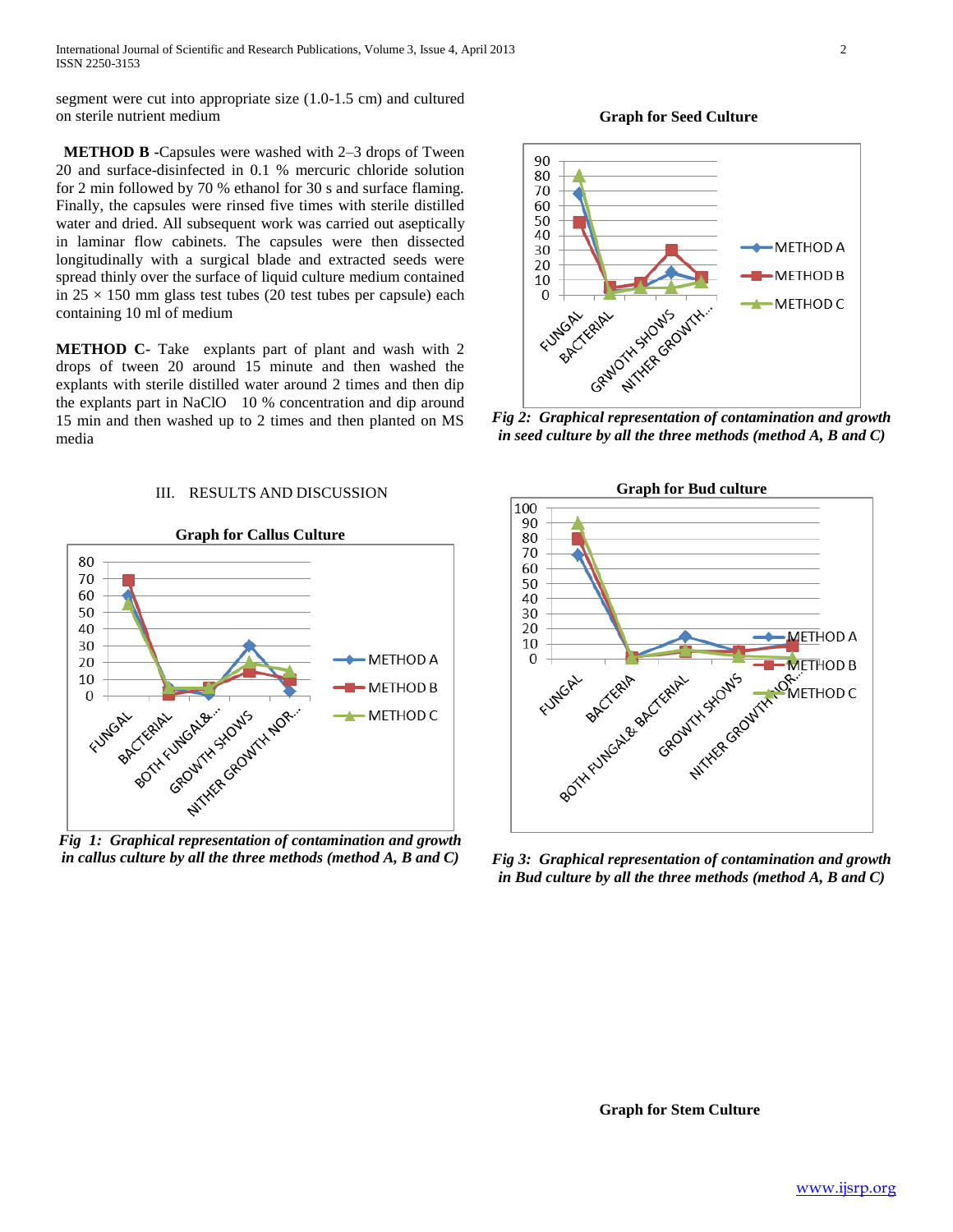segment were cut into appropriate size (1.0-1.5 cm) and cultured on sterile nutrient medium

**METHOD B** -Capsules were washed with 2–3 drops of Tween 20 and surface-disinfected in 0.1 % mercuric chloride solution for 2 min followed by 70 % ethanol for 30 s and surface flaming. Finally, the capsules were rinsed five times with sterile distilled water and dried. All subsequent work was carried out aseptically in laminar flow cabinets. The capsules were then dissected longitudinally with a surgical blade and extracted seeds were spread thinly over the surface of liquid culture medium contained in 25 × 150 mm glass test tubes (20 test tubes per capsule) each containing 10 ml of medium

**METHOD C**- Take explants part of plant and wash with 2 drops of tween 20 around 15 minute and then washed the explants with sterile distilled water around 2 times and then dip the explants part in NaClO 10 % concentration and dip around 15 min and then washed up to 2 times and then planted on MS media

## III. RESULTS AND DISCUSSION

**Graph for Callus Culture**

*Fig 1: Graphical representation of contamination and growth in callus culture by all the three methods (method A, B and C)*

**Graph for Seed Culture**

*Fig 2: Graphical representation of contamination and growth in seed culture by all the three methods (method A, B and C)*

**Graph for Bud culture**

*Fig 3: Graphical representation of contamination and growth in Bud culture by all the three methods (method A, B and C)*

**Graph for Stem Culture**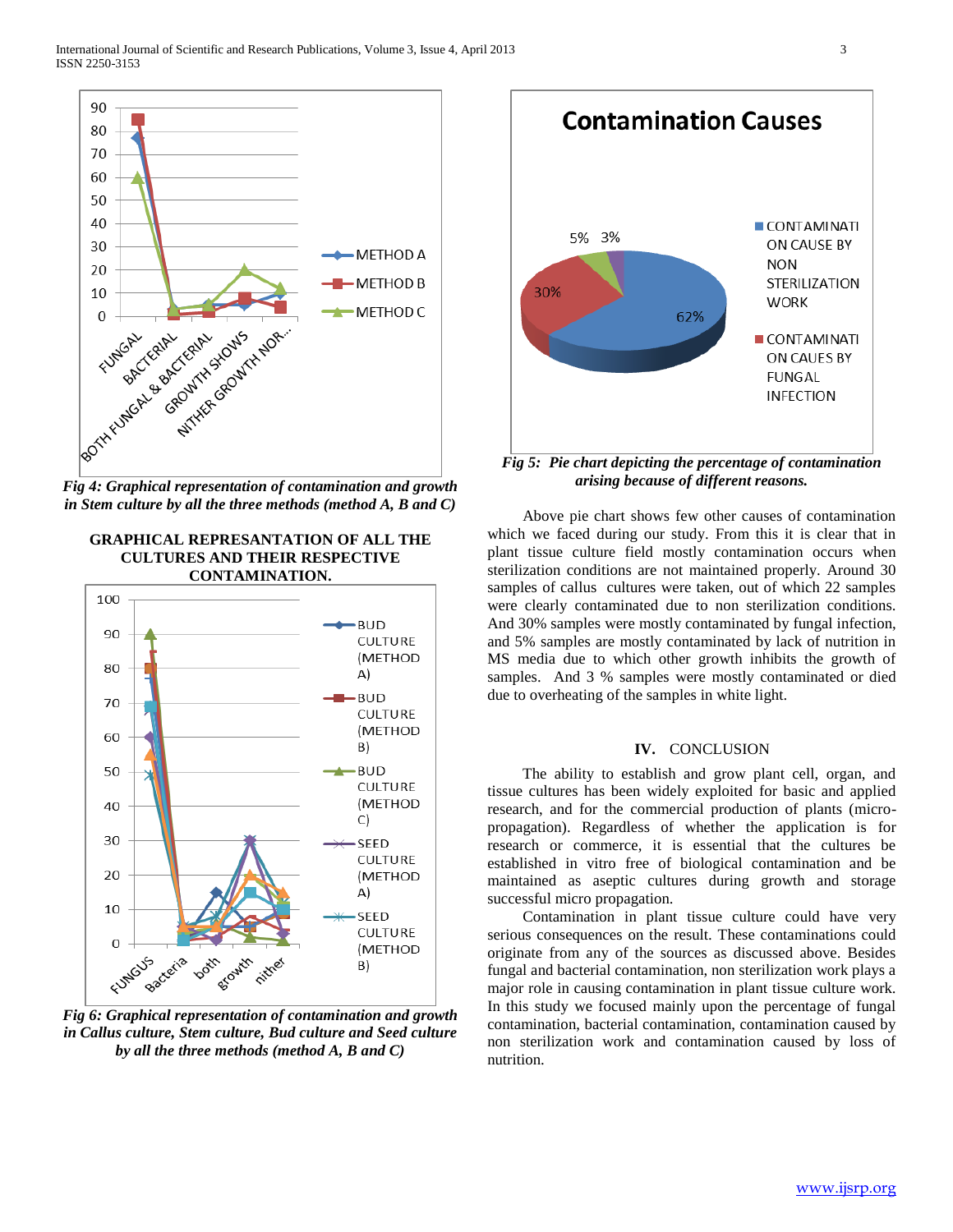*Fig 4: Graphical representation of contamination and growth in Stem culture by all the three methods (method A, B and C)*

**GRAPHICAL REPRESANTATION OF ALL THE CULTURES AND THEIR RESPECTIVE CONTAMINATION.**

*Fig 6: Graphical representation of contamination and growth in Callus culture, Stem culture, Bud culture and Seed culture by all the three methods (method A, B and C)*

*Fig 5: Pie chart depicting the percentage of contamination arising because of different reasons.*

Above pie chart shows few other causes of contamination which we faced during our study. From this it is clear that in plant tissue culture field mostly contamination occurs when sterilization conditions are not maintained properly. Around 30 samples of callus cultures were taken, out of which 22 samples were clearly contaminated due to non sterilization conditions. And 30% samples were mostly contaminated by fungal infection, and 5% samples are mostly contaminated by lack of nutrition in MS media due to which other growth inhibits the growth of samples. And 3 % samples were mostly contaminated or died due to overheating of the samples in white light.

## IV. CONCLUSION

The ability to establish and grow plant cell, organ, and tissue cultures has been widely exploited for basic and applied research, and for the commercial production of plants (micro-propagation). Regardless of whether the application is for research or commerce, it is essential that the cultures be established in vitro free of biological contamination and be maintained as aseptic cultures during growth and storage successful micro propagation.

Contamination in plant tissue culture could have very serious consequences on the result. These contaminations could originate from any of the sources as discussed above. Besides fungal and bacterial contamination, non sterilization work plays a major role in causing contamination in plant tissue culture work. In this study we focused mainly upon the percentage of fungal contamination, bacterial contamination, contamination caused by non sterilization work and contamination caused by loss of nutrition.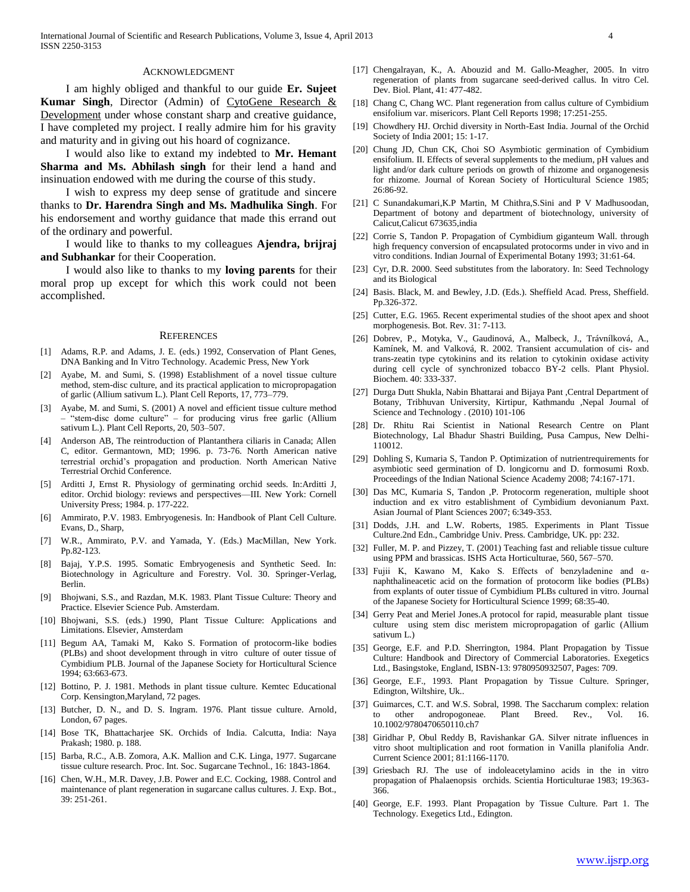## ACKNOWLEDGMENT

I am highly obliged and thankful to our guide **Er. Sujeet Kumar Singh**, Director (Admin) of CytoGene Research & Development under whose constant sharp and creative guidance, I have completed my project. I really admire him for his gravity and maturity and in giving out his hoard of cognizance.

I would also like to extand my indebted to **Mr. Hemant Sharma and Ms. Abhilash singh** for their lend a hand and insinuation endowed with me during the course of this study.

I wish to express my deep sense of gratitude and sincere thanks to **Dr. Harendra Singh and Ms. Madhulika Singh**. For his endorsement and worthy guidance that made this errand out of the ordinary and powerful.

I would like to thanks to my colleagues **Ajendra, brijraj and Subhankar** for their Cooperation.

I would also like to thanks to my **loving parents** for their moral prop up except for which this work could not been accomplished.

## REFERENCES

[1] Adams, R.P. and Adams, J. E. (eds.) 1992, Conservation of Plant Genes, DNA Banking and In Vitro Technology. Academic Press, New York

[2] Ayabe, M. and Sumi, S. (1998) Establishment of a novel tissue culture method, stem-disc culture, and its practical application to micropropagation of garlic (Allium sativum L.). Plant Cell Reports, 17, 773–779.

[3] Ayabe, M. and Sumi, S. (2001) A novel and efficient tissue culture method – "stem-disc dome culture" – for producing virus free garlic (Allium sativum L.). Plant Cell Reports, 20, 503–507.

[4] Anderson AB, The reintroduction of Plantanthera ciliaris in Canada; Allen C, editor. Germantown, MD; 1996. p. 73-76. North American native terrestrial orchid's propagation and production. North American Native Terrestrial Orchid Conference.

[5] Arditti J, Ernst R. Physiology of germinating orchid seeds. In:Arditti J, editor. Orchid biology: reviews and perspectives—III. New York: Cornell University Press; 1984. p. 177-222.

[6] Ammirato, P.V. 1983. Embryogenesis. In: Handbook of Plant Cell Culture. Evans, D., Sharp,

[7] W.R., Ammirato, P.V. and Yamada, Y. (Eds.) MacMillan, New York. Pp.82-123.

[8] Bajaj, Y.P.S. 1995. Somatic Embryogenesis and Synthetic Seed. In: Biotechnology in Agriculture and Forestry. Vol. 30. Springer-Verlag, Berlin.

[9] Bhojwani, S.S., and Razdan, M.K. 1983. Plant Tissue Culture: Theory and Practice. Elsevier Science Pub. Amsterdam.

[10] Bhojwani, S.S. (eds.) 1990, Plant Tissue Culture: Applications and Limitations. Elsevier, Amsterdam

[11] Begum AA, Tamaki M, Kako S. Formation of protocorm-like bodies (PLBs) and shoot development through in vitro culture of outer tissue of Cymbidium PLB. Journal of the Japanese Society for Horticultural Science 1994; 63:663-673.

[12] Bottino, P. J. 1981. Methods in plant tissue culture. Kemtec Educational Corp. Kensington,Maryland, 72 pages.

[13] Butcher, D. N., and D. S. Ingram. 1976. Plant tissue culture. Arnold, London, 67 pages.

[14] Bose TK, Bhattacharjee SK. Orchids of India. Calcutta, India: Naya Prakash; 1980. p. 188.

[15] Barba, R.C., A.B. Zomora, A.K. Mallion and C.K. Linga, 1977. Sugarcane tissue culture research. Proc. Int. Soc. Sugarcane Technol., 16: 1843-1864.

[16] Chen, W.H., M.R. Davey, J.B. Power and E.C. Cocking, 1988. Control and maintenance of plant regeneration in sugarcane callus cultures. J. Exp. Bot., 39: 251-261.

[17] Chengalrayan, K., A. Abouzid and M. Gallo-Meagher, 2005. In vitro regeneration of plants from sugarcane seed-derived callus. In vitro Cel. Dev. Biol. Plant, 41: 477-482.

[18] Chang C, Chang WC. Plant regeneration from callus culture of Cymbidium ensifolium var. misericors. Plant Cell Reports 1998; 17:251-255.

[19] Chowdhery HJ. Orchid diversity in North-East India. Journal of the Orchid Society of India 2001; 15: 1-17.

[20] Chung JD, Chun CK, Choi SO Asymbiotic germination of Cymbidium ensifolium. II. Effects of several supplements to the medium, pH values and light and/or dark culture periods on growth of rhizome and organogenesis for rhizome. Journal of Korean Society of Horticultural Science 1985; 26:86-92.

[21] C Sunandakumari,K.P Martin, M Chithra,S.Sini and P V Madhusoodan, Department of botony and department of biotechnology, university of Calicut,Calicut 673635,india

[22] Corrie S, Tandon P. Propagation of Cymbidium giganteum Wall. through high frequency conversion of encapsulated protocorms under in vivo and in vitro conditions. Indian Journal of Experimental Botany 1993; 31:61-64.

[23] Cyr, D.R. 2000. Seed substitutes from the laboratory. In: Seed Technology and its Biological

[24] Basis. Black, M. and Bewley, J.D. (Eds.). Sheffield Acad. Press, Sheffield. Pp.326-372.

[25] Cutter, E.G. 1965. Recent experimental studies of the shoot apex and shoot morphogenesis. Bot. Rev. 31: 7-113.

[26] Dobrev, P., Motyka, V., Gaudinová, A., Malbeck, J., Trávníľková, A., Kamínek, M. and Valková, R. 2002. Transient accumulation of cis- and trans-zeatin type cytokinins and its relation to cytokinin oxidase activity during cell cycle of synchronized tobacco BY-2 cells. Plant Physiol. Biochem. 40: 333-337.

[27] Durga Dutt Shukla, Nabin Bhattarai and Bijaya Pant ,Central Department of Botany, Tribhuvan University, Kirtipur, Kathmandu ,Nepal Journal of Science and Technology . (2010) 101-106

[28] Dr. Rhitu Rai Scientist in National Research Centre on Plant Biotechnology, Lal Bhadur Shastri Building, Pusa Campus, New Delhi-110012.

[29] Dohling S, Kumaria S, Tandon P. Optimization of nutrientrequirements for asymbiotic seed germination of D. longicornu and D. formosumi Roxb. Proceedings of the Indian National Science Academy 2008; 74:167-171.

[30] Das MC, Kumaria S, Tandon ,P. Protocorm regeneration, multiple shoot induction and ex vitro establishment of Cymbidium devonianum Paxt. Asian Journal of Plant Sciences 2007; 6:349-353.

[31] Dodds, J.H. and L.W. Roberts, 1985. Experiments in Plant Tissue Culture.2nd Edn., Cambridge Univ. Press. Cambridge, UK. pp: 232.

[32] Fuller, M. P. and Pizzey, T. (2001) Teaching fast and reliable tissue culture using PPM and brassicas. ISHS Acta Horticulturae, 560, 567–570.

[33] Fujii K, Kawano M, Kako S. Effects of benzyladenine and α-naphthalineacetic acid on the formation of protocorm like bodies (PLBs) from explants of outer tissue of Cymbidium PLBs cultured in vitro. Journal of the Japanese Society for Horticultural Science 1999; 68:35-40.

[34] Gerry Peat and Meriel Jones.A protocol for rapid, measurable plant tissue culture using stem disc meristem micropropagation of garlic (Allium sativum L.)

[35] George, E.F. and P.D. Sherrington, 1984. Plant Propagation by Tissue Culture: Handbook and Directory of Commercial Laboratories. Exegetics Ltd., Basingstoke, England, ISBN-13: 9780950932507, Pages: 709.

[36] George, E.F., 1993. Plant Propagation by Tissue Culture. Springer, Edington, Wiltshire, Uk..

[37] Guimarces, C.T. and W.S. Sobral, 1998. The Saccharum complex: relation to other andropogoneae. Plant Breed. Rev., Vol. 16. 10.1002/9780470650110.ch7

[38] Giridhar P, Obul Reddy B, Ravishankar GA. Silver nitrate influences in vitro shoot multiplication and root formation in Vanilla planifolia Andr. Current Science 2001; 81:1166-1170.

[39] Griesbach RJ. The use of indoleacetylamino acids in the in vitro propagation of Phalaenopsis orchids. Scientia Horticulturae 1983; 19:363-366.

[40] George, E.F. 1993. Plant Propagation by Tissue Culture. Part 1. The Technology. Exegetics Ltd., Edington.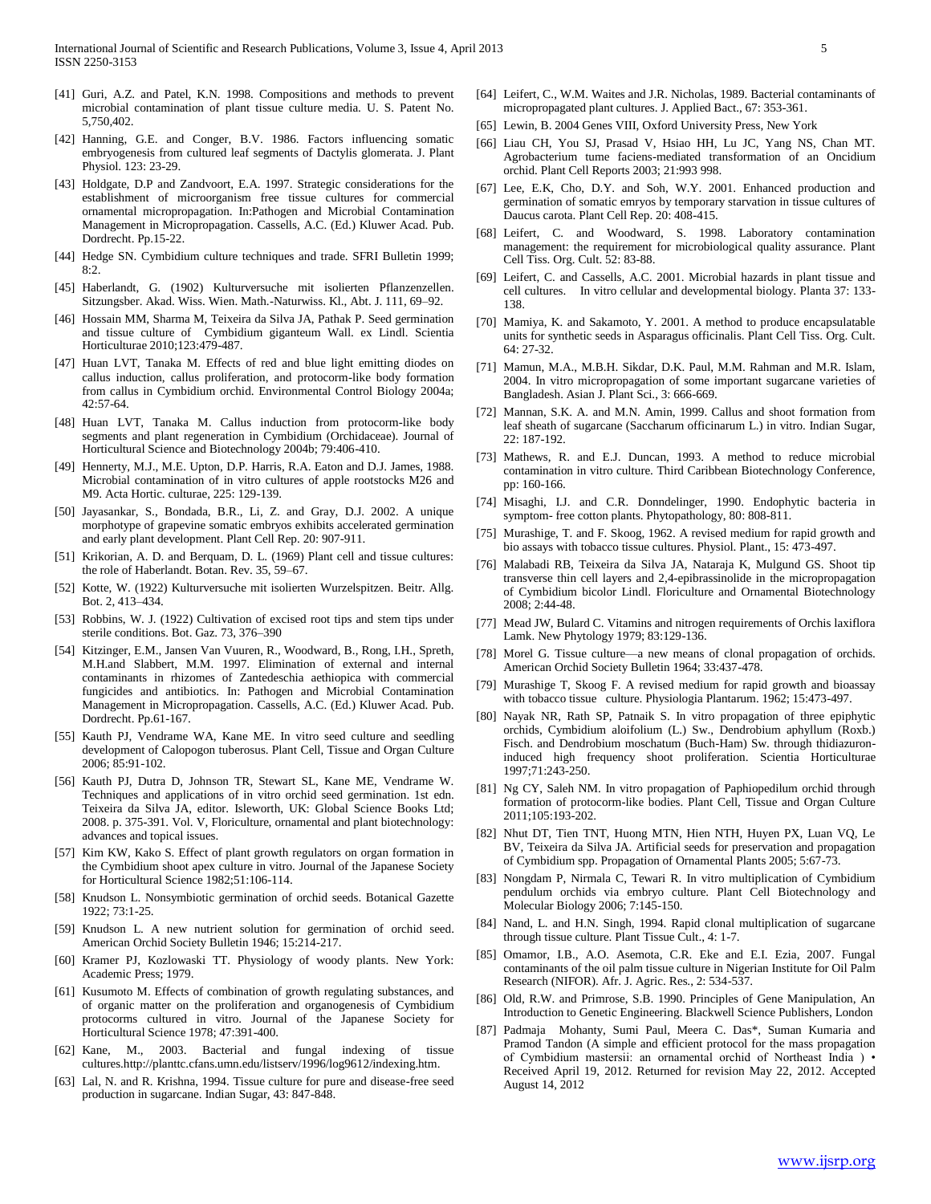[41] Guri, A.Z. and Patel, K.N. 1998. Compositions and methods to prevent microbial contamination of plant tissue culture media. U. S. Patent No. 5,750,402.

[42] Hanning, G.E. and Conger, B.V. 1986. Factors influencing somatic embryogenesis from cultured leaf segments of Dactylis glomerata. J. Plant Physiol. 123: 23-29.

[43] Holdgate, D.P and Zandvoort, E.A. 1997. Strategic considerations for the establishment of microorganism free tissue cultures for commercial ornamental micropropagation. In:Pathogen and Microbial Contamination Management in Micropropagation. Cassells, A.C. (Ed.) Kluwer Acad. Pub. Dordrecht. Pp.15-22.

[44] Hedge SN. Cymbidium culture techniques and trade. SFRI Bulletin 1999; 8:2.

[45] Haberlandt, G. (1902) Kulturversuche mit isolierten Pflanzenzellen. Sitzungsber. Akad. Wiss. Wien. Math.-Naturwiss. Kl., Abt. J. 111, 69–92.

[46] Hossain MM, Sharma M, Teixeira da Silva JA, Pathak P. Seed germination and tissue culture of Cymbidium giganteum Wall. ex Lindl. Scientia Horticulturae 2010;123:479-487.

[47] Huan LVT, Tanaka M. Effects of red and blue light emitting diodes on callus induction, callus proliferation, and protocorm-like body formation from callus in Cymbidium orchid. Environmental Control Biology 2004a; 42:57-64.

[48] Huan LVT, Tanaka M. Callus induction from protocorm-like body segments and plant regeneration in Cymbidium (Orchidaceae). Journal of Horticultural Science and Biotechnology 2004b; 79:406-410.

[49] Hennerty, M.J., M.E. Upton, D.P. Harris, R.A. Eaton and D.J. James, 1988. Microbial contamination of in vitro cultures of apple rootstocks M26 and M9. Acta Hortic. culturae, 225: 129-139.

[50] Jayasankar, S., Bondada, B.R., Li, Z. and Gray, D.J. 2002. A unique morphotype of grapevine somatic embryos exhibits accelerated germination and early plant development. Plant Cell Rep. 20: 907-911.

[51] Krikorian, A. D. and Berquam, D. L. (1969) Plant cell and tissue cultures: the role of Haberlandt. Botan. Rev. 35, 59–67.

[52] Kotte, W. (1922) Kulturversuche mit isolierten Wurzelspitzen. Beitr. Allg. Bot. 2, 413–434.

[53] Robbins, W. J. (1922) Cultivation of excised root tips and stem tips under sterile conditions. Bot. Gaz. 73, 376–390

[54] Kitzinger, E.M., Jansen Van Vuuren, R., Woodward, B., Rong, I.H., Spreth, M.H.and Slabbert, M.M. 1997. Elimination of external and internal contaminants in rhizomes of Zantedeschia aethiopica with commercial fungicides and antibiotics. In: Pathogen and Microbial Contamination Management in Micropropagation. Cassells, A.C. (Ed.) Kluwer Acad. Pub. Dordrecht. Pp.61-167.

[55] Kauth PJ, Vendrame WA, Kane ME. In vitro seed culture and seedling development of Calopogon tuberosus. Plant Cell, Tissue and Organ Culture 2006; 85:91-102.

[56] Kauth PJ, Dutra D, Johnson TR, Stewart SL, Kane ME, Vendrame W. Techniques and applications of in vitro orchid seed germination. 1st edn. Teixeira da Silva JA, editor. Isleworth, UK: Global Science Books Ltd; 2008. p. 375-391. Vol. V, Floriculture, ornamental and plant biotechnology: advances and topical issues.

[57] Kim KW, Kako S. Effect of plant growth regulators on organ formation in the Cymbidium shoot apex culture in vitro. Journal of the Japanese Society for Horticultural Science 1982;51:106-114.

[58] Knudson L. Nonsymbiotic germination of orchid seeds. Botanical Gazette 1922; 73:1-25.

[59] Knudson L. A new nutrient solution for germination of orchid seed. American Orchid Society Bulletin 1946; 15:214-217.

[60] Kramer PJ, Kozlowaski TT. Physiology of woody plants. New York: Academic Press; 1979.

[61] Kusumoto M. Effects of combination of growth regulating substances, and of organic matter on the proliferation and organogenesis of Cymbidium protocorms cultured in vitro. Journal of the Japanese Society for Horticultural Science 1978; 47:391-400.

[62] Kane, M., 2003. Bacterial and fungal indexing of tissue cultures.http://planttc.cfans.umn.edu/listserv/1996/log9612/indexing.htm.

[63] Lal, N. and R. Krishna, 1994. Tissue culture for pure and disease-free seed production in sugarcane. Indian Sugar, 43: 847-848.

[64] Leifert, C., W.M. Waites and J.R. Nicholas, 1989. Bacterial contaminants of micropropagated plant cultures. J. Applied Bact., 67: 353-361.

[65] Lewin, B. 2004 Genes VIII, Oxford University Press, New York

[66] Liau CH, You SJ, Prasad V, Hsiao HH, Lu JC, Yang NS, Chan MT. Agrobacterium tume faciens-mediated transformation of an Oncidium orchid. Plant Cell Reports 2003; 21:993 998.

[67] Lee, E.K, Cho, D.Y. and Soh, W.Y. 2001. Enhanced production and germination of somatic emryos by temporary starvation in tissue cultures of Daucus carota. Plant Cell Rep. 20: 408-415.

[68] Leifert, C. and Woodward, S. 1998. Laboratory contamination management: the requirement for microbiological quality assurance. Plant Cell Tiss. Org. Cult. 52: 83-88.

[69] Leifert, C. and Cassells, A.C. 2001. Microbial hazards in plant tissue and cell cultures. In vitro cellular and developmental biology. Planta 37: 133-138.

[70] Mamiya, K. and Sakamoto, Y. 2001. A method to produce encapsulatable units for synthetic seeds in Asparagus officinalis. Plant Cell Tiss. Org. Cult. 64: 27-32.

[71] Mamun, M.A., M.B.H. Sikdar, D.K. Paul, M.M. Rahman and M.R. Islam, 2004. In vitro micropropagation of some important sugarcane varieties of Bangladesh. Asian J. Plant Sci., 3: 666-669.

[72] Mannan, S.K. A. and M.N. Amin, 1999. Callus and shoot formation from leaf sheath of sugarcane (Saccharum officinarum L.) in vitro. Indian Sugar, 22: 187-192.

[73] Mathews, R. and E.J. Duncan, 1993. A method to reduce microbial contamination in vitro culture. Third Caribbean Biotechnology Conference, pp: 160-166.

[74] Misaghi, I.J. and C.R. Donndelinger, 1990. Endophytic bacteria in symptom- free cotton plants. Phytopathology, 80: 808-811.

[75] Murashige, T. and F. Skoog, 1962. A revised medium for rapid growth and bio assays with tobacco tissue cultures. Physiol. Plant., 15: 473-497.

[76] Malabadi RB, Teixeira da Silva JA, Nataraja K, Mulgund GS. Shoot tip transverse thin cell layers and 2,4-epibrassinolide in the micropropagation of Cymbidium bicolor Lindl. Floriculture and Ornamental Biotechnology 2008; 2:44-48.

[77] Mead JW, Bulard C. Vitamins and nitrogen requirements of Orchis laxiflora Lamk. New Phytology 1979; 83:129-136.

[78] Morel G. Tissue culture—a new means of clonal propagation of orchids. American Orchid Society Bulletin 1964; 33:437-478.

[79] Murashige T, Skoog F. A revised medium for rapid growth and bioassay with tobacco tissue culture. Physiologia Plantarum. 1962; 15:473-497.

[80] Nayak NR, Rath SP, Patnaik S. In vitro propagation of three epiphytic orchids, Cymbidium aloifolium (L.) Sw., Dendrobium aphyllum (Roxb.) Fisch. and Dendrobium moschatum (Buch-Ham) Sw. through thidiazuron-induced high frequency shoot proliferation. Scientia Horticulturae 1997;71:243-250.

[81] Ng CY, Saleh NM. In vitro propagation of Paphiopedilum orchid through formation of protocorm-like bodies. Plant Cell, Tissue and Organ Culture 2011;105:193-202.

[82] Nhut DT, Tien TNT, Huong MTN, Hien NTH, Huyen PX, Luan VQ, Le BV, Teixeira da Silva JA. Artificial seeds for preservation and propagation of Cymbidium spp. Propagation of Ornamental Plants 2005; 5:67-73.

[83] Nongdam P, Nirmala C, Tewari R. In vitro multiplication of Cymbidium pendulum orchids via embryo culture. Plant Cell Biotechnology and Molecular Biology 2006; 7:145-150.

[84] Nand, L. and H.N. Singh, 1994. Rapid clonal multiplication of sugarcane through tissue culture. Plant Tissue Cult., 4: 1-7.

[85] Omamor, I.B., A.O. Asemota, C.R. Eke and E.I. Ezia, 2007. Fungal contaminants of the oil palm tissue culture in Nigerian Institute for Oil Palm Research (NIFOR). Afr. J. Agric. Res., 2: 534-537.

[86] Old, R.W. and Primrose, S.B. 1990. Principles of Gene Manipulation, An Introduction to Genetic Engineering. Blackwell Science Publishers, London

[87] Padmaja Mohanty, Sumi Paul, Meera C. Das*, Suman Kumaria and Pramod Tandon (A simple and efficient protocol for the mass propagation of Cymbidium mastersii: an ornamental orchid of Northeast India ) • Received April 19, 2012. Returned for revision May 22, 2012. Accepted August 14, 2012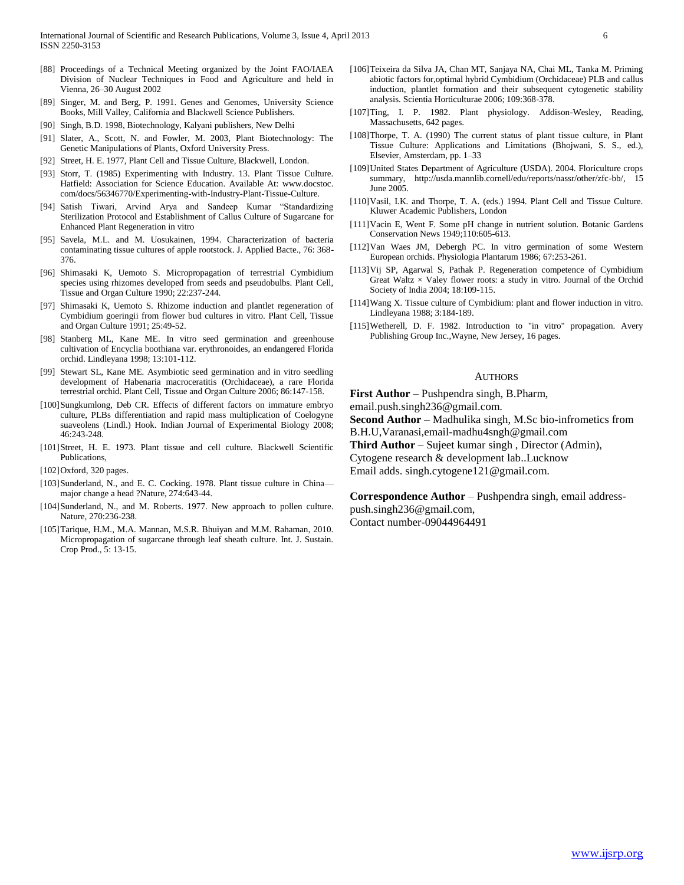[88] Proceedings of a Technical Meeting organized by the Joint FAO/IAEA Division of Nuclear Techniques in Food and Agriculture and held in Vienna, 26–30 August 2002

[89] Singer, M. and Berg, P. 1991. Genes and Genomes, University Science Books, Mill Valley, California and Blackwell Science Publishers.

[90] Singh, B.D. 1998, Biotechnology, Kalyani publishers, New Delhi

[91] Slater, A., Scott, N. and Fowler, M. 2003, Plant Biotechnology: The Genetic Manipulations of Plants, Oxford University Press.

[92] Street, H. E. 1977, Plant Cell and Tissue Culture, Blackwell, London.

[93] Storr, T. (1985) Experimenting with Industry. 13. Plant Tissue Culture. Hatfield: Association for Science Education. Available At: www.docstoc.com/docs/56346770/Experimenting-with-Industry-Plant-Tissue-Culture.

[94] Satish Tiwari, Arvind Arya and Sandeep Kumar "Standardizing Sterilization Protocol and Establishment of Callus Culture of Sugarcane for Enhanced Plant Regeneration in vitro

[95] Savela, M.L. and M. Uosukainen, 1994. Characterization of bacteria contaminating tissue cultures of apple rootstock. J. Applied Bacte., 76: 368-376.

[96] Shimasaki K, Uemoto S. Micropropagation of terrestrial Cymbidium species using rhizomes developed from seeds and pseudobulbs. Plant Cell, Tissue and Organ Culture 1990; 22:237-244.

[97] Shimasaki K, Uemoto S. Rhizome induction and plantlet regeneration of Cymbidium goeringii from flower bud cultures in vitro. Plant Cell, Tissue and Organ Culture 1991; 25:49-52.

[98] Stanberg ML, Kane ME. In vitro seed germination and greenhouse cultivation of Encyclia boothiana var. erythronoides, an endangered Florida orchid. Lindleyana 1998; 13:101-112.

[99] Stewart SL, Kane ME. Asymbiotic seed germination and in vitro seedling development of Habenaria macroceratitis (Orchidaceae), a rare Florida terrestrial orchid. Plant Cell, Tissue and Organ Culture 2006; 86:147-158.

[100] Sungkumlong, Deb CR. Effects of different factors on immature embryo culture, PLBs differentiation and rapid mass multiplication of Coelogyne suaveolens (Lindl.) Hook. Indian Journal of Experimental Biology 2008; 46:243-248.

[101] Street, H. E. 1973. Plant tissue and cell culture. Blackwell Scientific Publications,

[102] Oxford, 320 pages.

[103] Sunderland, N., and E. C. Cocking. 1978. Plant tissue culture in China—major change a head ?Nature, 274:643-44.

[104] Sunderland, N., and M. Roberts. 1977. New approach to pollen culture. Nature, 270:236-238.

[105] Tarique, H.M., M.A. Mannan, M.S.R. Bhuiyan and M.M. Rahaman, 2010. Micropropagation of sugarcane through leaf sheath culture. Int. J. Sustain. Crop Prod., 5: 13-15.

[106] Teixeira da Silva JA, Chan MT, Sanjaya NA, Chai ML, Tanka M. Priming abiotic factors for,optimal hybrid Cymbidium (Orchidaceae) PLB and callus induction, plantlet formation and their subsequent cytogenetic stability analysis. Scientia Horticulturae 2006; 109:368-378.

[107] Ting, I. P. 1982. Plant physiology. Addison-Wesley, Reading, Massachusetts, 642 pages.

[108] Thorpe, T. A. (1990) The current status of plant tissue culture, in Plant Tissue Culture: Applications and Limitations (Bhojwani, S. S., ed.), Elsevier, Amsterdam, pp. 1–33

[109] United States Department of Agriculture (USDA). 2004. Floriculture crops summary, http://usda.mannlib.cornell/edu/reports/nassr/other/zfc-bb/, 15 June 2005.

[110] Vasil, I.K. and Thorpe, T. A. (eds.) 1994. Plant Cell and Tissue Culture. Kluwer Academic Publishers, London

[111] Vacin E, Went F. Some pH change in nutrient solution. Botanic Gardens Conservation News 1949;110:605-613.

[112] Van Waes JM, Debergh PC. In vitro germination of some Western European orchids. Physiologia Plantarum 1986; 67:253-261.

[113] Vij SP, Agarwal S, Pathak P. Regeneration competence of Cymbidium Great Waltz × Valey flower roots: a study in vitro. Journal of the Orchid Society of India 2004; 18:109-115.

[114] Wang X. Tissue culture of Cymbidium: plant and flower induction in vitro. Lindleyana 1988; 3:184-189.

[115] Wetherell, D. F. 1982. Introduction to "in vitro" propagation. Avery Publishing Group Inc.,Wayne, New Jersey, 16 pages.

## AUTHORS

**First Author** – Pushpendra singh, B.Pharm, email.push.singh236@gmail.com.

**Second Author** – Madhulika singh, M.Sc bio-infrometics from B.H.U,Varanasi,email-madhu4sngh@gmail.com

**Third Author** – Sujeet kumar singh , Director (Admin), Cytogene research & development lab..Lucknow Email adds. singh.cytogene121@gmail.com.

**Correspondence Author** – Pushpendra singh, email address-push.singh236@gmail.com,
Contact number-09044964491